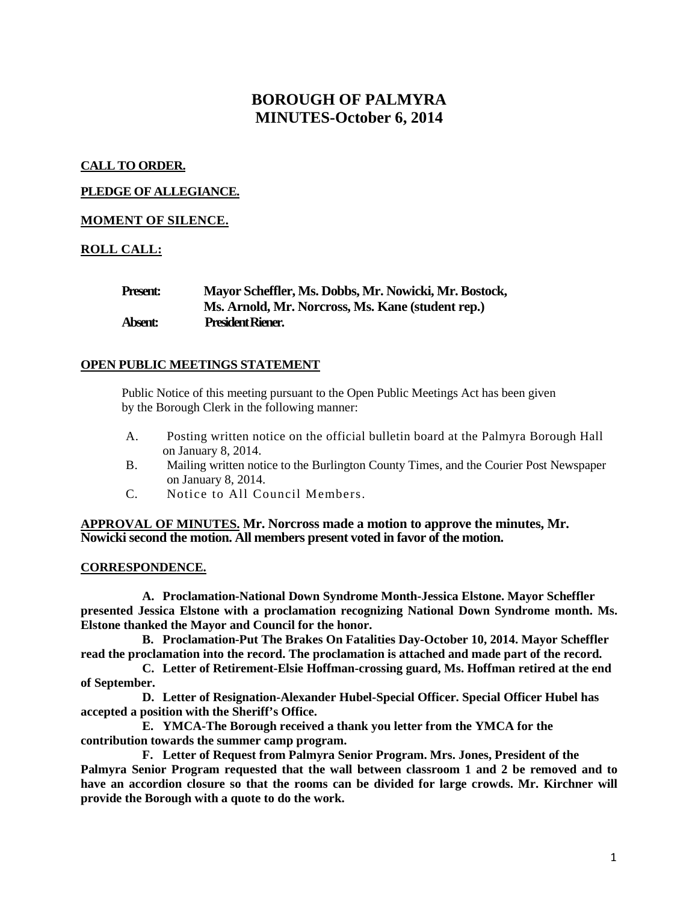# BOROUGH OF PALMYRA
# MINUTES-October 6, 2014

**CALL TO ORDER.**

**PLEDGE OF ALLEGIANCE.**

**MOMENT OF SILENCE.**

**ROLL CALL:**

**Present:** **Mayor Scheffler, Ms. Dobbs, Mr. Nowicki, Mr. Bostock, Ms. Arnold, Mr. Norcross, Ms. Kane (student rep.)**
**Absent:** **President Riener.**

**OPEN PUBLIC MEETINGS STATEMENT**

Public Notice of this meeting pursuant to the Open Public Meetings Act has been given by the Borough Clerk in the following manner:

A. Posting written notice on the official bulletin board at the Palmyra Borough Hall on January 8, 2014.
B. Mailing written notice to the Burlington County Times, and the Courier Post Newspaper on January 8, 2014.
C. Notice to All Council Members.

**APPROVAL OF MINUTES. Mr. Norcross made a motion to approve the minutes, Mr. Nowicki second the motion. All members present voted in favor of the motion.**

**CORRESPONDENCE.**

**A. Proclamation-National Down Syndrome Month-Jessica Elstone. Mayor Scheffler presented Jessica Elstone with a proclamation recognizing National Down Syndrome month. Ms. Elstone thanked the Mayor and Council for the honor.**

**B. Proclamation-Put The Brakes On Fatalities Day-October 10, 2014. Mayor Scheffler read the proclamation into the record. The proclamation is attached and made part of the record.**

**C. Letter of Retirement-Elsie Hoffman-crossing guard, Ms. Hoffman retired at the end of September.**

**D. Letter of Resignation-Alexander Hubel-Special Officer. Special Officer Hubel has accepted a position with the Sheriff's Office.**

**E. YMCA-The Borough received a thank you letter from the YMCA for the contribution towards the summer camp program.**

**F. Letter of Request from Palmyra Senior Program. Mrs. Jones, President of the Palmyra Senior Program requested that the wall between classroom 1 and 2 be removed and to have an accordion closure so that the rooms can be divided for large crowds. Mr. Kirchner will provide the Borough with a quote to do the work.**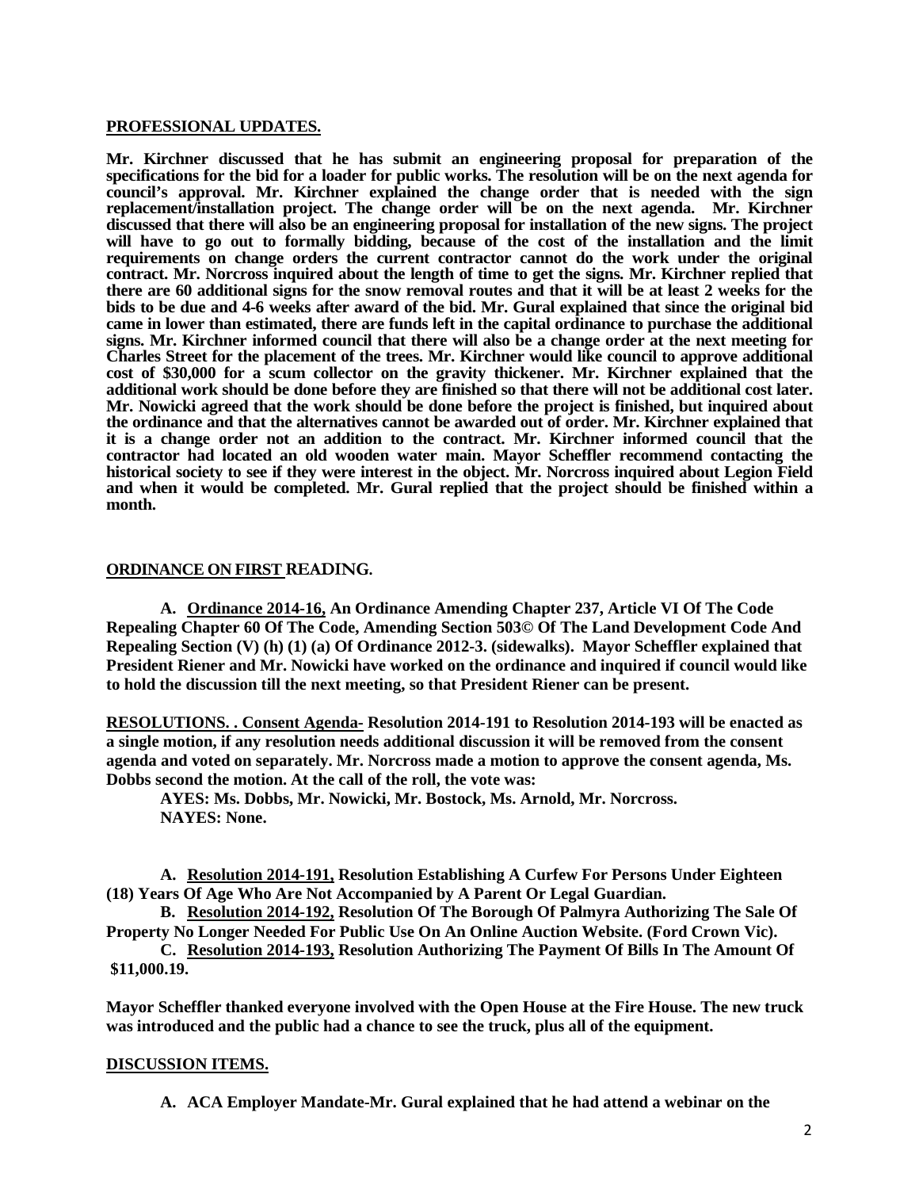**PROFESSIONAL UPDATES.**

**Mr. Kirchner discussed that he has submit an engineering proposal for preparation of the specifications for the bid for a loader for public works. The resolution will be on the next agenda for council's approval. Mr. Kirchner explained the change order that is needed with the sign replacement/installation project. The change order will be on the next agenda. Mr. Kirchner discussed that there will also be an engineering proposal for installation of the new signs. The project will have to go out to formally bidding, because of the cost of the installation and the limit requirements on change orders the current contractor cannot do the work under the original contract. Mr. Norcross inquired about the length of time to get the signs. Mr. Kirchner replied that there are 60 additional signs for the snow removal routes and that it will be at least 2 weeks for the bids to be due and 4-6 weeks after award of the bid. Mr. Gural explained that since the original bid came in lower than estimated, there are funds left in the capital ordinance to purchase the additional signs. Mr. Kirchner informed council that there will also be a change order at the next meeting for Charles Street for the placement of the trees. Mr. Kirchner would like council to approve additional cost of $30,000 for a scum collector on the gravity thickener. Mr. Kirchner explained that the additional work should be done before they are finished so that there will not be additional cost later. Mr. Nowicki agreed that the work should be done before the project is finished, but inquired about the ordinance and that the alternatives cannot be awarded out of order. Mr. Kirchner explained that it is a change order not an addition to the contract. Mr. Kirchner informed council that the contractor had located an old wooden water main. Mayor Scheffler recommend contacting the historical society to see if they were interest in the object. Mr. Norcross inquired about Legion Field and when it would be completed. Mr. Gural replied that the project should be finished within a month.**

**ORDINANCE ON FIRST READING.**

**A. Ordinance 2014-16, An Ordinance Amending Chapter 237, Article VI Of The Code Repealing Chapter 60 Of The Code, Amending Section 503© Of The Land Development Code And Repealing Section (V) (h) (1) (a) Of Ordinance 2012-3. (sidewalks). Mayor Scheffler explained that President Riener and Mr. Nowicki have worked on the ordinance and inquired if council would like to hold the discussion till the next meeting, so that President Riener can be present.**

**RESOLUTIONS. . Consent Agenda- Resolution 2014-191 to Resolution 2014-193 will be enacted as a single motion, if any resolution needs additional discussion it will be removed from the consent agenda and voted on separately. Mr. Norcross made a motion to approve the consent agenda, Ms. Dobbs second the motion. At the call of the roll, the vote was:**

**AYES: Ms. Dobbs, Mr. Nowicki, Mr. Bostock, Ms. Arnold, Mr. Norcross.**
**NAYES: None.**

**A. Resolution 2014-191, Resolution Establishing A Curfew For Persons Under Eighteen (18) Years Of Age Who Are Not Accompanied by A Parent Or Legal Guardian.**

**B. Resolution 2014-192, Resolution Of The Borough Of Palmyra Authorizing The Sale Of Property No Longer Needed For Public Use On An Online Auction Website. (Ford Crown Vic).**

**C. Resolution 2014-193, Resolution Authorizing The Payment Of Bills In The Amount Of $11,000.19.**

**Mayor Scheffler thanked everyone involved with the Open House at the Fire House. The new truck was introduced and the public had a chance to see the truck, plus all of the equipment.**

**DISCUSSION ITEMS.**

**A. ACA Employer Mandate-Mr. Gural explained that he had attend a webinar on the**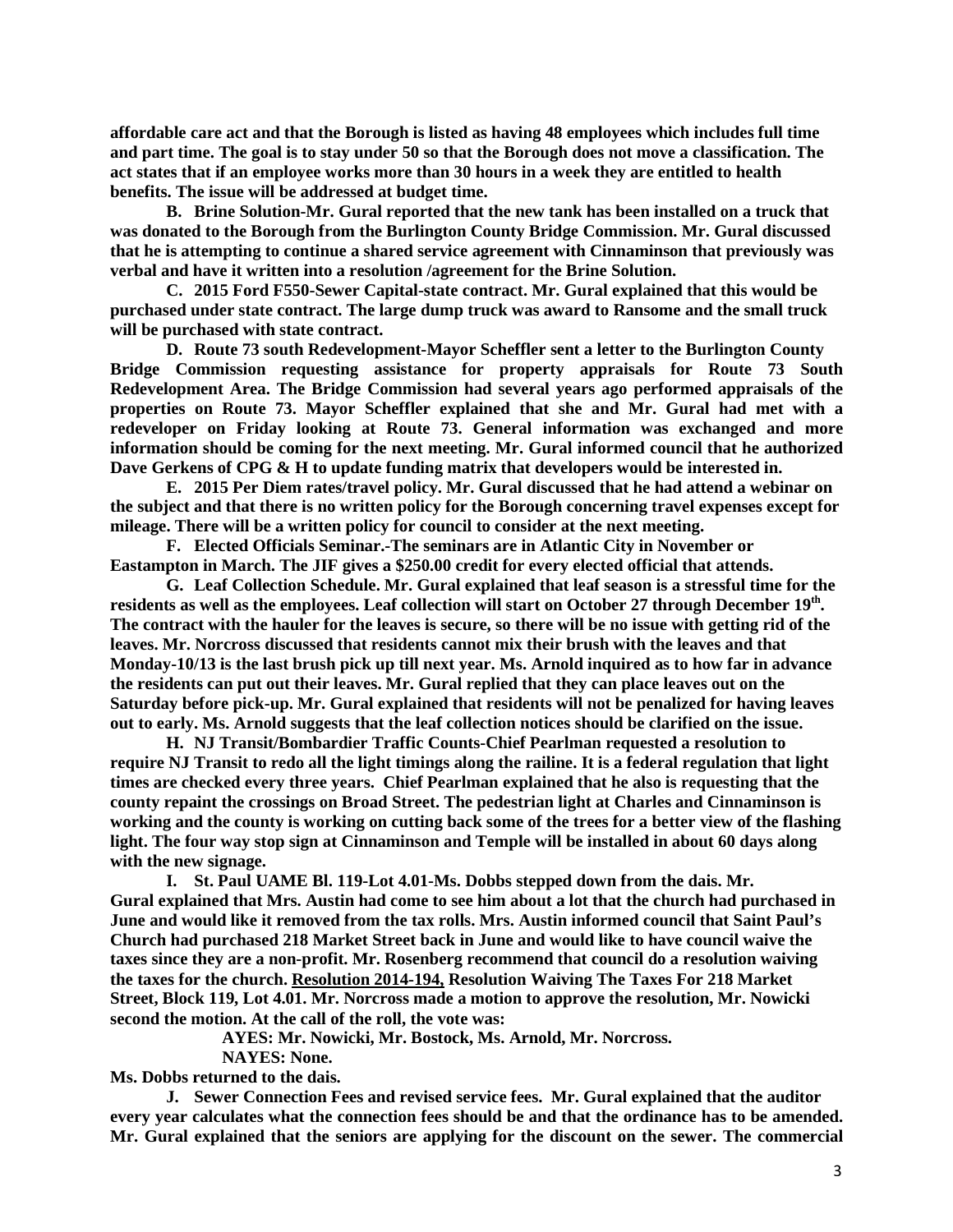**affordable care act and that the Borough is listed as having 48 employees which includes full time and part time. The goal is to stay under 50 so that the Borough does not move a classification. The act states that if an employee works more than 30 hours in a week they are entitled to health benefits. The issue will be addressed at budget time.**

**B. Brine Solution-Mr. Gural reported that the new tank has been installed on a truck that was donated to the Borough from the Burlington County Bridge Commission. Mr. Gural discussed that he is attempting to continue a shared service agreement with Cinnaminson that previously was verbal and have it written into a resolution /agreement for the Brine Solution.**

**C. 2015 Ford F550-Sewer Capital-state contract. Mr. Gural explained that this would be purchased under state contract. The large dump truck was award to Ransome and the small truck will be purchased with state contract.**

**D. Route 73 south Redevelopment-Mayor Scheffler sent a letter to the Burlington County Bridge Commission requesting assistance for property appraisals for Route 73 South Redevelopment Area. The Bridge Commission had several years ago performed appraisals of the properties on Route 73. Mayor Scheffler explained that she and Mr. Gural had met with a redeveloper on Friday looking at Route 73. General information was exchanged and more information should be coming for the next meeting. Mr. Gural informed council that he authorized Dave Gerkens of CPG & H to update funding matrix that developers would be interested in.**

**E. 2015 Per Diem rates/travel policy. Mr. Gural discussed that he had attend a webinar on the subject and that there is no written policy for the Borough concerning travel expenses except for mileage. There will be a written policy for council to consider at the next meeting.**

**F. Elected Officials Seminar.-The seminars are in Atlantic City in November or Eastampton in March. The JIF gives a $250.00 credit for every elected official that attends.**

**G. Leaf Collection Schedule. Mr. Gural explained that leaf season is a stressful time for the residents as well as the employees. Leaf collection will start on October 27 through December 19th. The contract with the hauler for the leaves is secure, so there will be no issue with getting rid of the leaves. Mr. Norcross discussed that residents cannot mix their brush with the leaves and that Monday-10/13 is the last brush pick up till next year. Ms. Arnold inquired as to how far in advance the residents can put out their leaves. Mr. Gural replied that they can place leaves out on the Saturday before pick-up. Mr. Gural explained that residents will not be penalized for having leaves out to early. Ms. Arnold suggests that the leaf collection notices should be clarified on the issue.**

**H. NJ Transit/Bombardier Traffic Counts-Chief Pearlman requested a resolution to require NJ Transit to redo all the light timings along the railine. It is a federal regulation that light times are checked every three years. Chief Pearlman explained that he also is requesting that the county repaint the crossings on Broad Street. The pedestrian light at Charles and Cinnaminson is working and the county is working on cutting back some of the trees for a better view of the flashing light. The four way stop sign at Cinnaminson and Temple will be installed in about 60 days along with the new signage.**

**I. St. Paul UAME Bl. 119-Lot 4.01-Ms. Dobbs stepped down from the dais. Mr. Gural explained that Mrs. Austin had come to see him about a lot that the church had purchased in June and would like it removed from the tax rolls. Mrs. Austin informed council that Saint Paul's Church had purchased 218 Market Street back in June and would like to have council waive the taxes since they are a non-profit. Mr. Rosenberg recommend that council do a resolution waiving the taxes for the church. <u>Resolution 2014-194,</u> Resolution Waiving The Taxes For 218 Market Street, Block 119, Lot 4.01. Mr. Norcross made a motion to approve the resolution, Mr. Nowicki second the motion. At the call of the roll, the vote was:**

**AYES: Mr. Nowicki, Mr. Bostock, Ms. Arnold, Mr. Norcross.**
**NAYES: None.**

**Ms. Dobbs returned to the dais.**

**J. Sewer Connection Fees and revised service fees. Mr. Gural explained that the auditor every year calculates what the connection fees should be and that the ordinance has to be amended. Mr. Gural explained that the seniors are applying for the discount on the sewer. The commercial**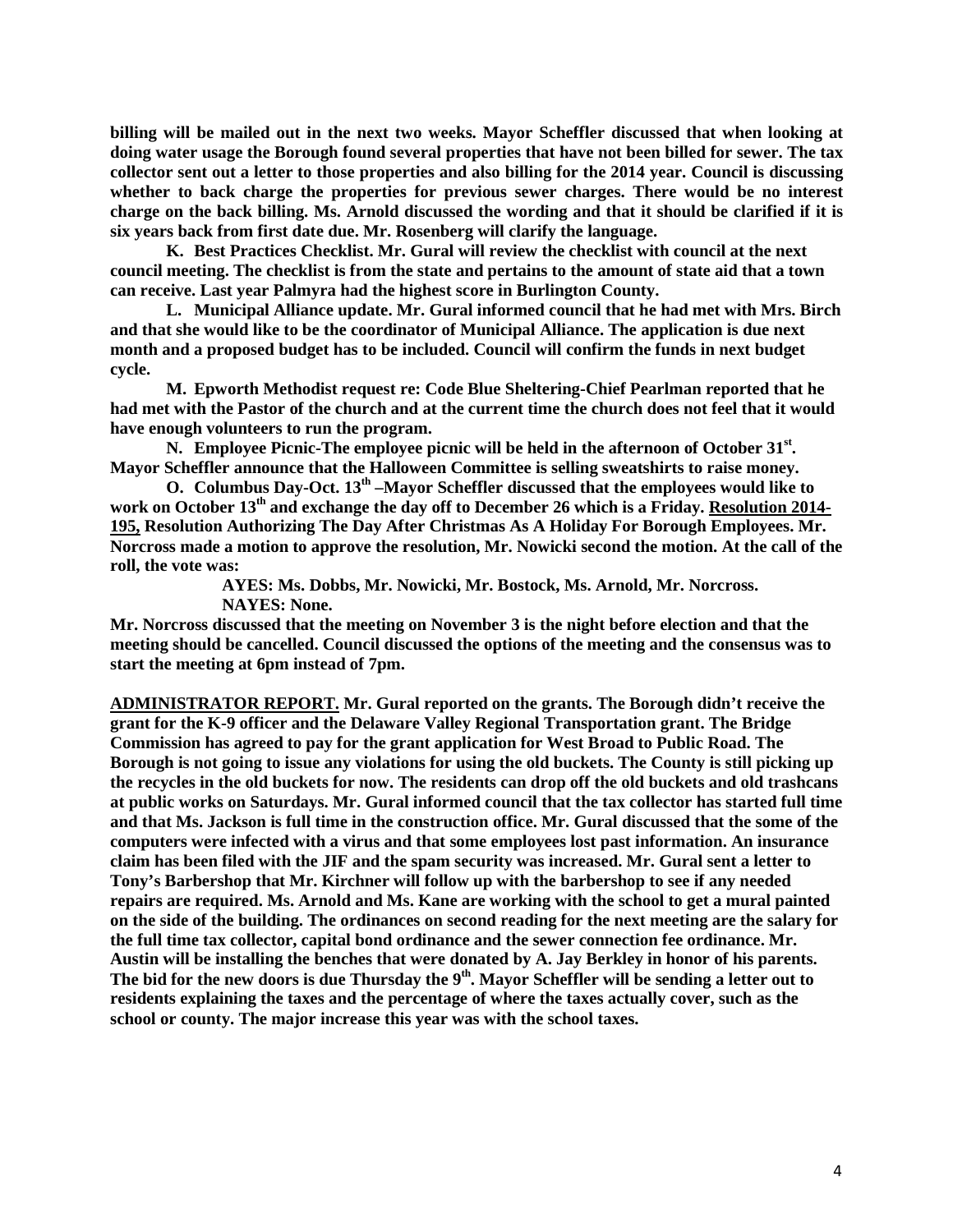**billing will be mailed out in the next two weeks. Mayor Scheffler discussed that when looking at doing water usage the Borough found several properties that have not been billed for sewer. The tax collector sent out a letter to those properties and also billing for the 2014 year. Council is discussing whether to back charge the properties for previous sewer charges. There would be no interest charge on the back billing. Ms. Arnold discussed the wording and that it should be clarified if it is six years back from first date due. Mr. Rosenberg will clarify the language.**

**K. Best Practices Checklist. Mr. Gural will review the checklist with council at the next council meeting. The checklist is from the state and pertains to the amount of state aid that a town can receive. Last year Palmyra had the highest score in Burlington County.**

**L. Municipal Alliance update. Mr. Gural informed council that he had met with Mrs. Birch and that she would like to be the coordinator of Municipal Alliance. The application is due next month and a proposed budget has to be included. Council will confirm the funds in next budget cycle.**

**M. Epworth Methodist request re: Code Blue Sheltering-Chief Pearlman reported that he had met with the Pastor of the church and at the current time the church does not feel that it would have enough volunteers to run the program.**

**N. Employee Picnic-The employee picnic will be held in the afternoon of October 31st. Mayor Scheffler announce that the Halloween Committee is selling sweatshirts to raise money.**

**O. Columbus Day-Oct. 13th –Mayor Scheffler discussed that the employees would like to work on October 13th and exchange the day off to December 26 which is a Friday. <u>Resolution 2014-195,</u> Resolution Authorizing The Day After Christmas As A Holiday For Borough Employees. Mr. Norcross made a motion to approve the resolution, Mr. Nowicki second the motion. At the call of the roll, the vote was:**

**AYES: Ms. Dobbs, Mr. Nowicki, Mr. Bostock, Ms. Arnold, Mr. Norcross.**
**NAYES: None.**

**Mr. Norcross discussed that the meeting on November 3 is the night before election and that the meeting should be cancelled. Council discussed the options of the meeting and the consensus was to start the meeting at 6pm instead of 7pm.**

**<u>ADMINISTRATOR REPORT.</u> Mr. Gural reported on the grants. The Borough didn't receive the grant for the K-9 officer and the Delaware Valley Regional Transportation grant. The Bridge Commission has agreed to pay for the grant application for West Broad to Public Road. The Borough is not going to issue any violations for using the old buckets. The County is still picking up the recycles in the old buckets for now. The residents can drop off the old buckets and old trashcans at public works on Saturdays. Mr. Gural informed council that the tax collector has started full time and that Ms. Jackson is full time in the construction office. Mr. Gural discussed that the some of the computers were infected with a virus and that some employees lost past information. An insurance claim has been filed with the JIF and the spam security was increased. Mr. Gural sent a letter to Tony's Barbershop that Mr. Kirchner will follow up with the barbershop to see if any needed repairs are required. Ms. Arnold and Ms. Kane are working with the school to get a mural painted on the side of the building. The ordinances on second reading for the next meeting are the salary for the full time tax collector, capital bond ordinance and the sewer connection fee ordinance. Mr. Austin will be installing the benches that were donated by A. Jay Berkley in honor of his parents. The bid for the new doors is due Thursday the 9th. Mayor Scheffler will be sending a letter out to residents explaining the taxes and the percentage of where the taxes actually cover, such as the school or county. The major increase this year was with the school taxes.**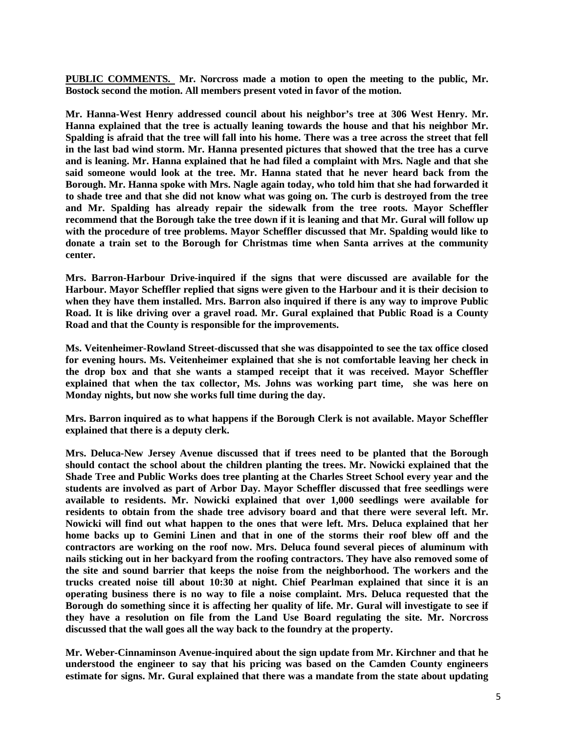**PUBLIC COMMENTS.** **Mr. Norcross made a motion to open the meeting to the public, Mr. Bostock second the motion. All members present voted in favor of the motion.**

**Mr. Hanna-West Henry addressed council about his neighbor's tree at 306 West Henry. Mr. Hanna explained that the tree is actually leaning towards the house and that his neighbor Mr. Spalding is afraid that the tree will fall into his home. There was a tree across the street that fell in the last bad wind storm. Mr. Hanna presented pictures that showed that the tree has a curve and is leaning. Mr. Hanna explained that he had filed a complaint with Mrs. Nagle and that she said someone would look at the tree. Mr. Hanna stated that he never heard back from the Borough. Mr. Hanna spoke with Mrs. Nagle again today, who told him that she had forwarded it to shade tree and that she did not know what was going on. The curb is destroyed from the tree and Mr. Spalding has already repair the sidewalk from the tree roots. Mayor Scheffler recommend that the Borough take the tree down if it is leaning and that Mr. Gural will follow up with the procedure of tree problems. Mayor Scheffler discussed that Mr. Spalding would like to donate a train set to the Borough for Christmas time when Santa arrives at the community center.**

**Mrs. Barron-Harbour Drive-inquired if the signs that were discussed are available for the Harbour. Mayor Scheffler replied that signs were given to the Harbour and it is their decision to when they have them installed. Mrs. Barron also inquired if there is any way to improve Public Road. It is like driving over a gravel road. Mr. Gural explained that Public Road is a County Road and that the County is responsible for the improvements.**

**Ms. Veitenheimer-Rowland Street-discussed that she was disappointed to see the tax office closed for evening hours. Ms. Veitenheimer explained that she is not comfortable leaving her check in the drop box and that she wants a stamped receipt that it was received. Mayor Scheffler explained that when the tax collector, Ms. Johns was working part time, she was here on Monday nights, but now she works full time during the day.**

**Mrs. Barron inquired as to what happens if the Borough Clerk is not available. Mayor Scheffler explained that there is a deputy clerk.**

**Mrs. Deluca-New Jersey Avenue discussed that if trees need to be planted that the Borough should contact the school about the children planting the trees. Mr. Nowicki explained that the Shade Tree and Public Works does tree planting at the Charles Street School every year and the students are involved as part of Arbor Day. Mayor Scheffler discussed that free seedlings were available to residents. Mr. Nowicki explained that over 1,000 seedlings were available for residents to obtain from the shade tree advisory board and that there were several left. Mr. Nowicki will find out what happen to the ones that were left. Mrs. Deluca explained that her home backs up to Gemini Linen and that in one of the storms their roof blew off and the contractors are working on the roof now. Mrs. Deluca found several pieces of aluminum with nails sticking out in her backyard from the roofing contractors. They have also removed some of the site and sound barrier that keeps the noise from the neighborhood. The workers and the trucks created noise till about 10:30 at night. Chief Pearlman explained that since it is an operating business there is no way to file a noise complaint. Mrs. Deluca requested that the Borough do something since it is affecting her quality of life. Mr. Gural will investigate to see if they have a resolution on file from the Land Use Board regulating the site. Mr. Norcross discussed that the wall goes all the way back to the foundry at the property.**

**Mr. Weber-Cinnaminson Avenue-inquired about the sign update from Mr. Kirchner and that he understood the engineer to say that his pricing was based on the Camden County engineers estimate for signs. Mr. Gural explained that there was a mandate from the state about updating**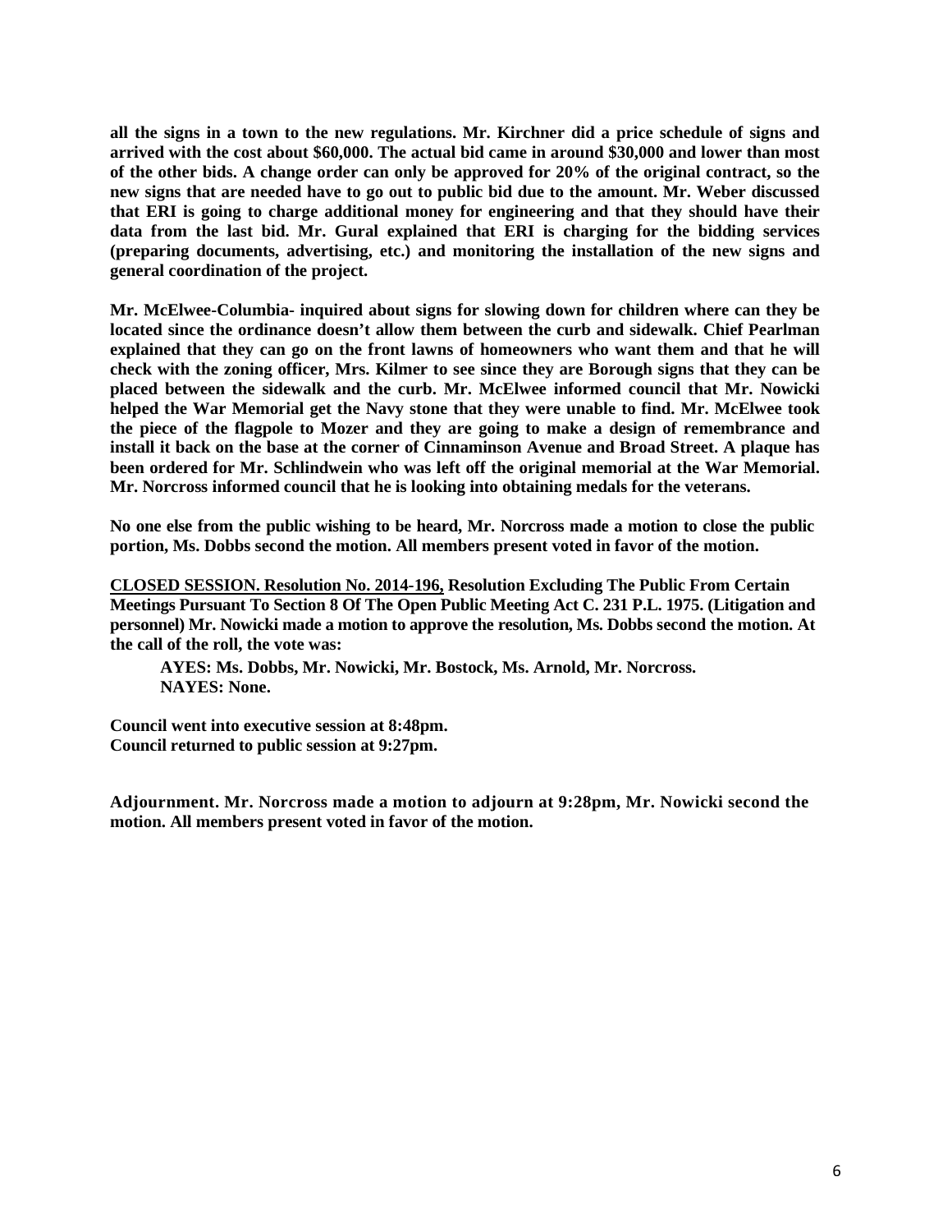**all the signs in a town to the new regulations. Mr. Kirchner did a price schedule of signs and arrived with the cost about $60,000. The actual bid came in around $30,000 and lower than most of the other bids. A change order can only be approved for 20% of the original contract, so the new signs that are needed have to go out to public bid due to the amount. Mr. Weber discussed that ERI is going to charge additional money for engineering and that they should have their data from the last bid. Mr. Gural explained that ERI is charging for the bidding services (preparing documents, advertising, etc.) and monitoring the installation of the new signs and general coordination of the project.**

**Mr. McElwee-Columbia- inquired about signs for slowing down for children where can they be located since the ordinance doesn't allow them between the curb and sidewalk. Chief Pearlman explained that they can go on the front lawns of homeowners who want them and that he will check with the zoning officer, Mrs. Kilmer to see since they are Borough signs that they can be placed between the sidewalk and the curb. Mr. McElwee informed council that Mr. Nowicki helped the War Memorial get the Navy stone that they were unable to find. Mr. McElwee took the piece of the flagpole to Mozer and they are going to make a design of remembrance and install it back on the base at the corner of Cinnaminson Avenue and Broad Street. A plaque has been ordered for Mr. Schlindwein who was left off the original memorial at the War Memorial. Mr. Norcross informed council that he is looking into obtaining medals for the veterans.**

**No one else from the public wishing to be heard, Mr. Norcross made a motion to close the public portion, Ms. Dobbs second the motion. All members present voted in favor of the motion.**

**<u>CLOSED SESSION. Resolution No. 2014-196,</u> Resolution Excluding The Public From Certain Meetings Pursuant To Section 8 Of The Open Public Meeting Act C. 231 P.L. 1975. (Litigation and personnel) Mr. Nowicki made a motion to approve the resolution, Ms. Dobbs second the motion. At the call of the roll, the vote was:**

**AYES: Ms. Dobbs, Mr. Nowicki, Mr. Bostock, Ms. Arnold, Mr. Norcross.**
**NAYES: None.**

**Council went into executive session at 8:48pm.**
**Council returned to public session at 9:27pm.**

**Adjournment. Mr. Norcross made a motion to adjourn at 9:28pm, Mr. Nowicki second the motion. All members present voted in favor of the motion.**